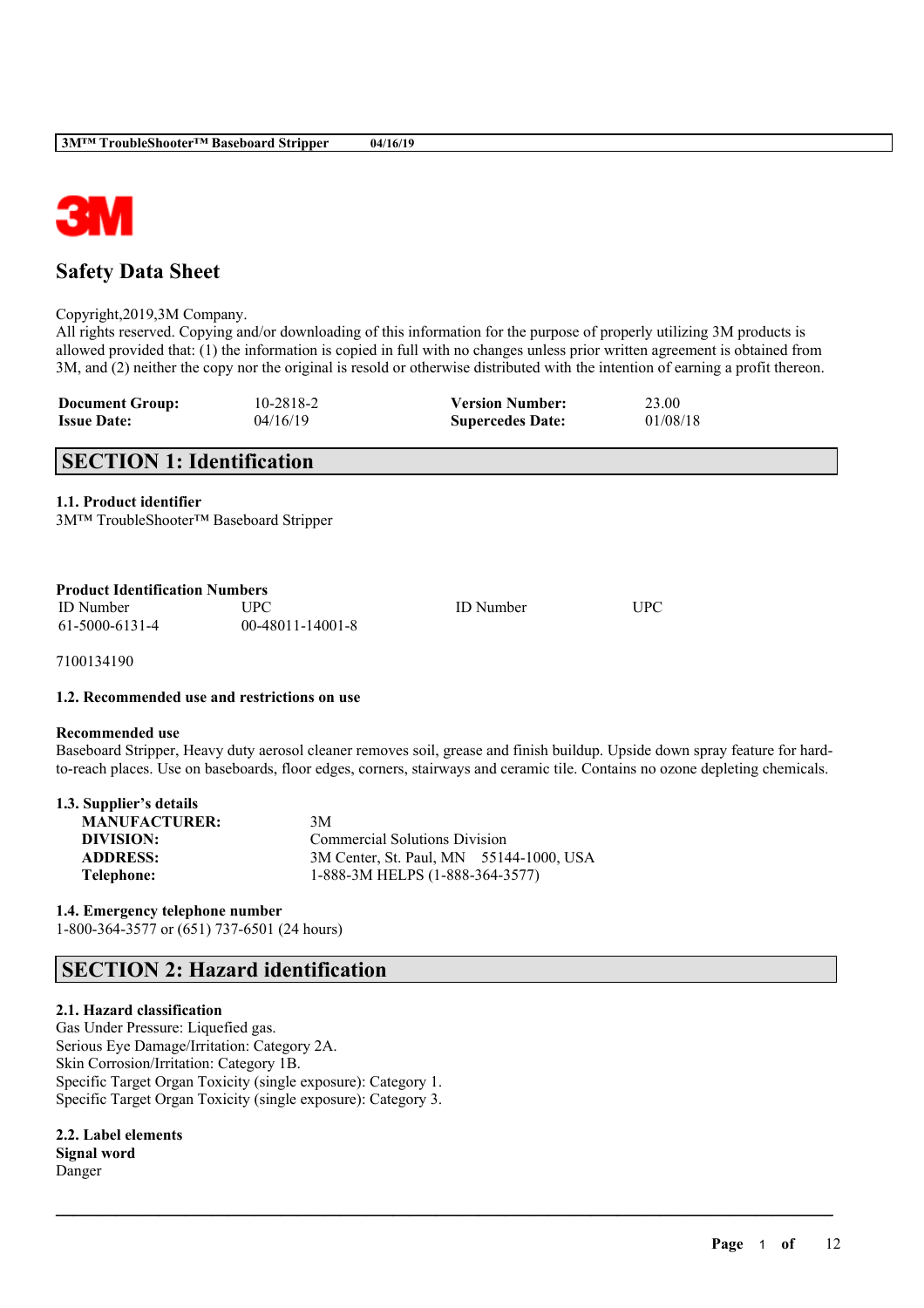# Safety Data Sheet

Copyright,2019,3M Company.
All rights reserved. Copying and/or downloading of this information for the purpose of properly utilizing 3M products is allowed provided that: (1) the information is copied in full with no changes unless prior written agreement is obtained from 3M, and (2) neither the copy nor the original is resold or otherwise distributed with the intention of earning a profit thereon.

| **Document Group:** | 10-2818-2 | **Version Number:** | 23.00 |
|---|---|---|---|
| **Issue Date:** | 04/16/19 | **Supercedes Date:** | 01/08/18 |

## SECTION 1: Identification

### 1.1. Product identifier

3M™ TroubleShooter™ Baseboard Stripper

**Product Identification Numbers**

| ID Number | UPC | ID Number | UPC |
|---|---|---|---|
| 61-5000-6131-4 | 00-48011-14001-8 | | |

7100134190

### 1.2. Recommended use and restrictions on use

**Recommended use**

Baseboard Stripper, Heavy duty aerosol cleaner removes soil, grease and finish buildup. Upside down spray feature for hard-to-reach places. Use on baseboards, floor edges, corners, stairways and ceramic tile. Contains no ozone depleting chemicals.

### 1.3. Supplier's details

| | |
|---|---|
| **MANUFACTURER:** | 3M |
| **DIVISION:** | Commercial Solutions Division |
| **ADDRESS:** | 3M Center, St. Paul, MN 55144-1000, USA |
| **Telephone:** | 1-888-3M HELPS (1-888-364-3577) |

### 1.4. Emergency telephone number

1-800-364-3577 or (651) 737-6501 (24 hours)

## SECTION 2: Hazard identification

### 2.1. Hazard classification

Gas Under Pressure: Liquefied gas.
Serious Eye Damage/Irritation: Category 2A.
Skin Corrosion/Irritation: Category 1B.
Specific Target Organ Toxicity (single exposure): Category 1.
Specific Target Organ Toxicity (single exposure): Category 3.

### 2.2. Label elements

**Signal word**

Danger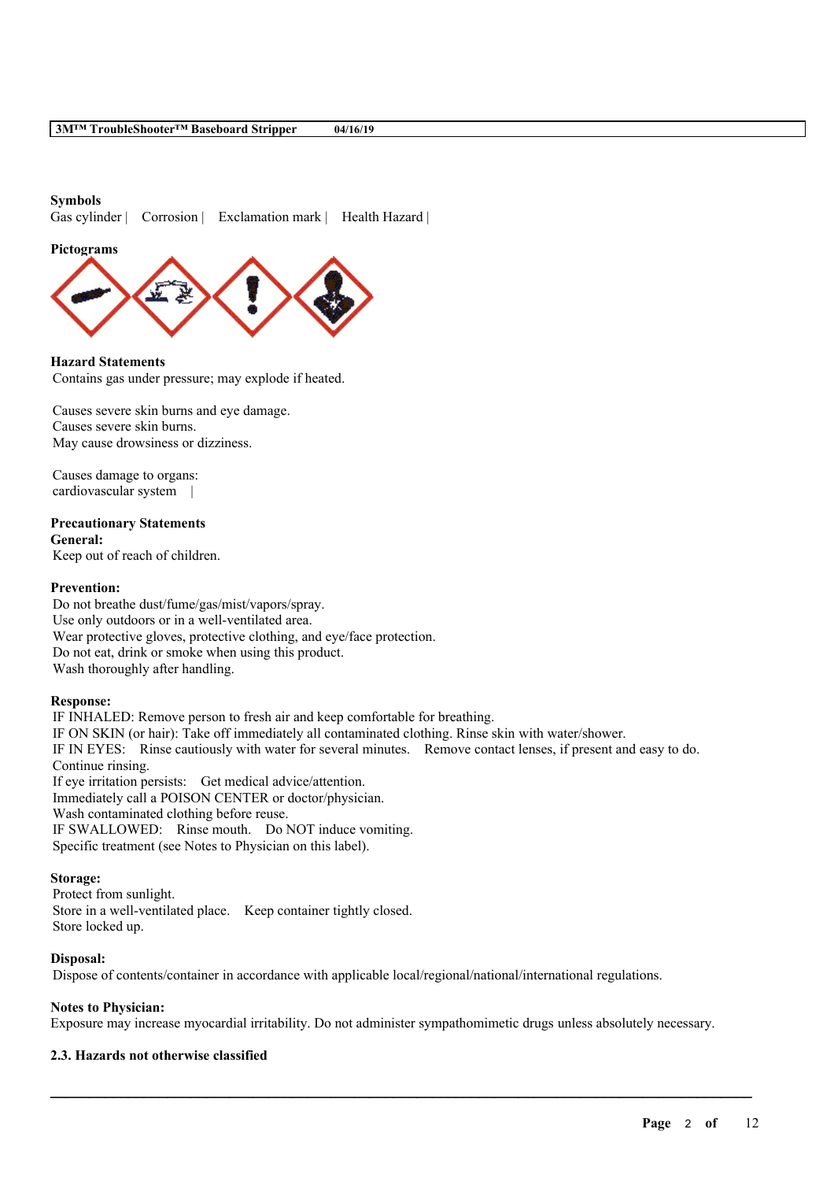**Symbols**

Gas cylinder | Corrosion | Exclamation mark | Health Hazard |

**Pictograms**

**Hazard Statements**

Contains gas under pressure; may explode if heated.

Causes severe skin burns and eye damage.
Causes severe skin burns.
May cause drowsiness or dizziness.

Causes damage to organs:
cardiovascular system |

**Precautionary Statements**

**General:**

Keep out of reach of children.

**Prevention:**

Do not breathe dust/fume/gas/mist/vapors/spray.
Use only outdoors or in a well-ventilated area.
Wear protective gloves, protective clothing, and eye/face protection.
Do not eat, drink or smoke when using this product.
Wash thoroughly after handling.

**Response:**

IF INHALED: Remove person to fresh air and keep comfortable for breathing.
IF ON SKIN (or hair): Take off immediately all contaminated clothing. Rinse skin with water/shower.
IF IN EYES: Rinse cautiously with water for several minutes. Remove contact lenses, if present and easy to do. Continue rinsing.
If eye irritation persists: Get medical advice/attention.
Immediately call a POISON CENTER or doctor/physician.
Wash contaminated clothing before reuse.
IF SWALLOWED: Rinse mouth. Do NOT induce vomiting.
Specific treatment (see Notes to Physician on this label).

**Storage:**

Protect from sunlight.
Store in a well-ventilated place. Keep container tightly closed.
Store locked up.

**Disposal:**

Dispose of contents/container in accordance with applicable local/regional/national/international regulations.

**Notes to Physician:**

Exposure may increase myocardial irritability. Do not administer sympathomimetic drugs unless absolutely necessary.

**2.3. Hazards not otherwise classified**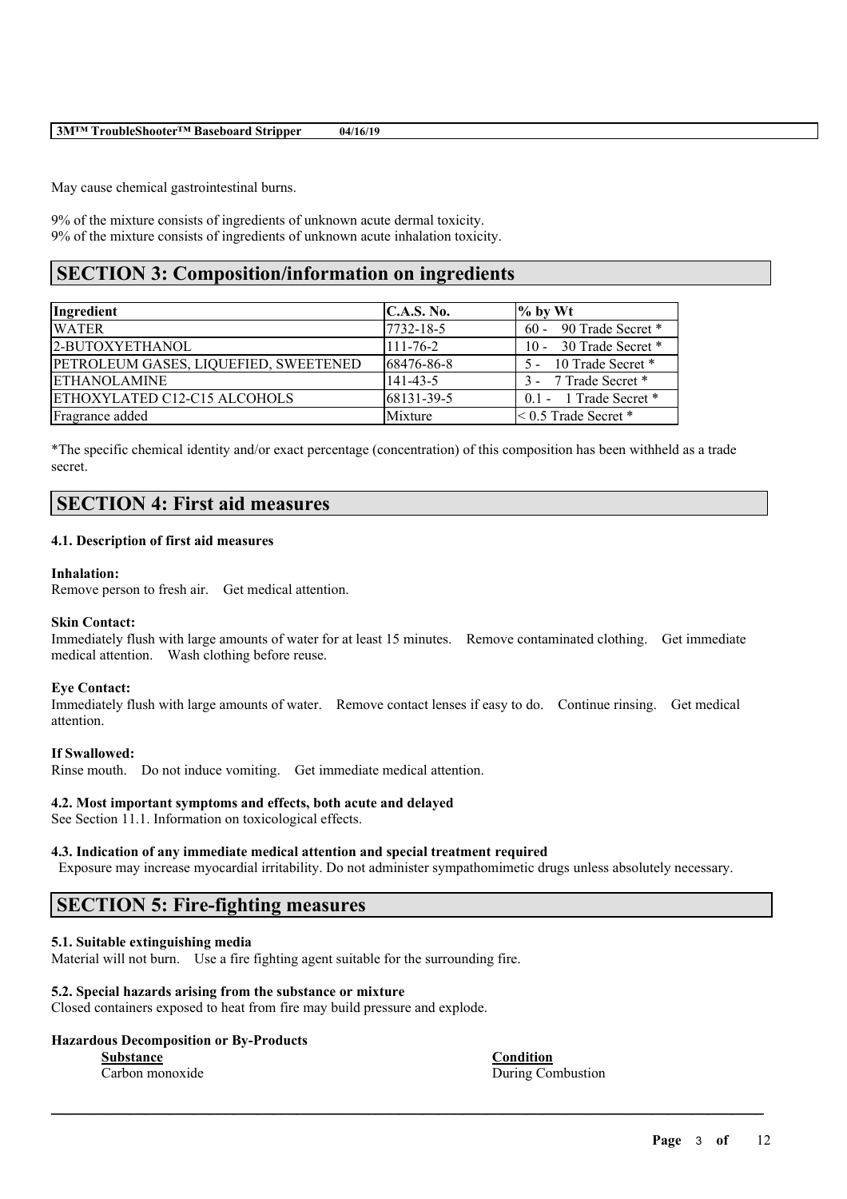May cause chemical gastrointestinal burns.

9% of the mixture consists of ingredients of unknown acute dermal toxicity.
9% of the mixture consists of ingredients of unknown acute inhalation toxicity.

## SECTION 3: Composition/information on ingredients

| Ingredient | C.A.S. No. | % by Wt |
|---|---|---|
| WATER | 7732-18-5 | 60 - 90 Trade Secret * |
| 2-BUTOXYETHANOL | 111-76-2 | 10 - 30 Trade Secret * |
| PETROLEUM GASES, LIQUEFIED, SWEETENED | 68476-86-8 | 5 - 10 Trade Secret * |
| ETHANOLAMINE | 141-43-5 | 3 - 7 Trade Secret * |
| ETHOXYLATED C12-C15 ALCOHOLS | 68131-39-5 | 0.1 - 1 Trade Secret * |
| Fragrance added | Mixture | < 0.5 Trade Secret * |

*The specific chemical identity and/or exact percentage (concentration) of this composition has been withheld as a trade secret.

## SECTION 4: First aid measures

### 4.1. Description of first aid measures

**Inhalation:**
Remove person to fresh air. Get medical attention.

**Skin Contact:**
Immediately flush with large amounts of water for at least 15 minutes. Remove contaminated clothing. Get immediate medical attention. Wash clothing before reuse.

**Eye Contact:**
Immediately flush with large amounts of water. Remove contact lenses if easy to do. Continue rinsing. Get medical attention.

**If Swallowed:**
Rinse mouth. Do not induce vomiting. Get immediate medical attention.

### 4.2. Most important symptoms and effects, both acute and delayed

See Section 11.1. Information on toxicological effects.

### 4.3. Indication of any immediate medical attention and special treatment required

Exposure may increase myocardial irritability. Do not administer sympathomimetic drugs unless absolutely necessary.

## SECTION 5: Fire-fighting measures

### 5.1. Suitable extinguishing media

Material will not burn. Use a fire fighting agent suitable for the surrounding fire.

### 5.2. Special hazards arising from the substance or mixture

Closed containers exposed to heat from fire may build pressure and explode.

**Hazardous Decomposition or By-Products**

| Substance | Condition |
|---|---|
| Carbon monoxide | During Combustion |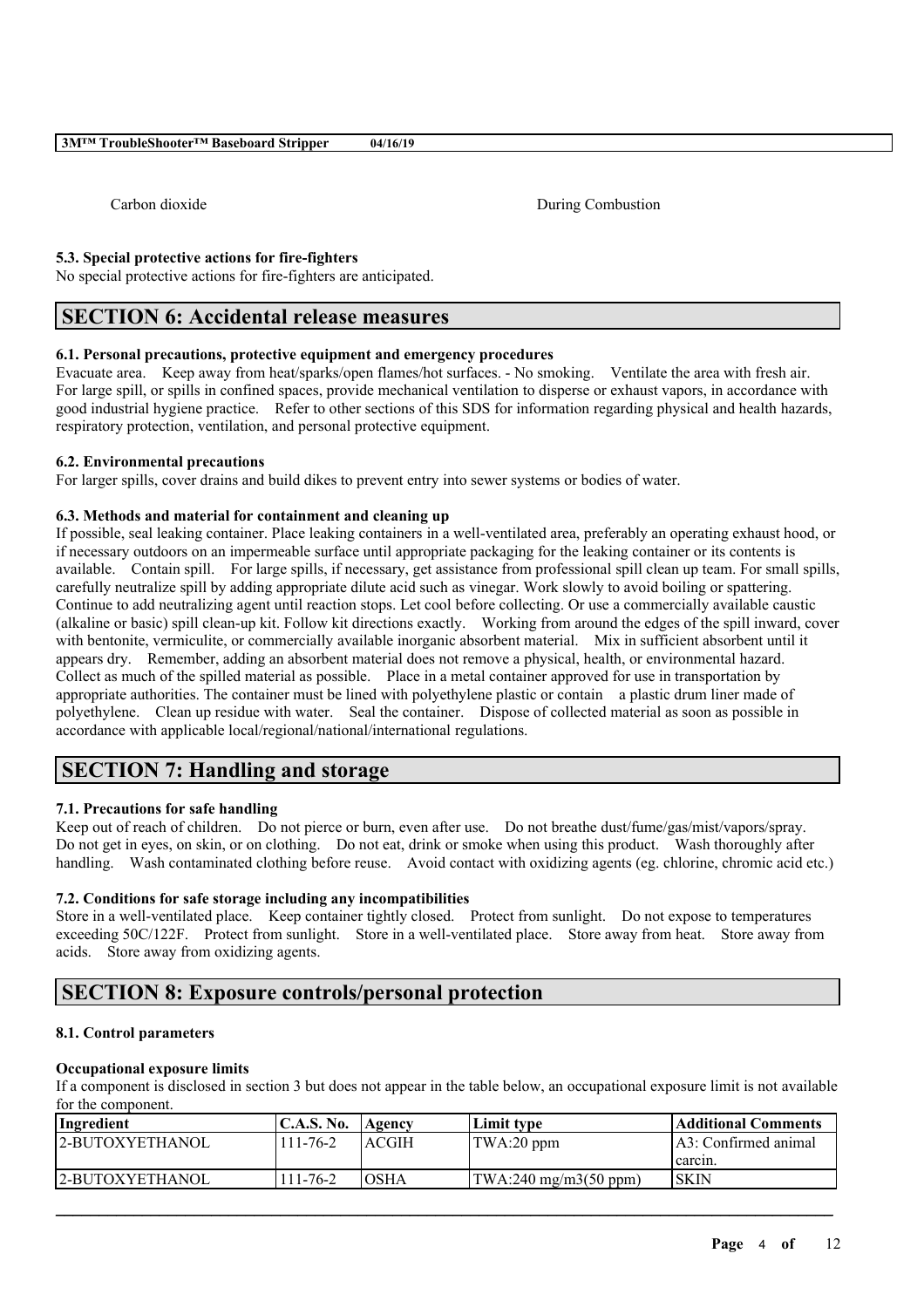| Carbon dioxide | During Combustion |
|---|---|

### 5.3. Special protective actions for fire-fighters

No special protective actions for fire-fighters are anticipated.

## SECTION 6: Accidental release measures

### 6.1. Personal precautions, protective equipment and emergency procedures

Evacuate area. Keep away from heat/sparks/open flames/hot surfaces. - No smoking. Ventilate the area with fresh air. For large spill, or spills in confined spaces, provide mechanical ventilation to disperse or exhaust vapors, in accordance with good industrial hygiene practice. Refer to other sections of this SDS for information regarding physical and health hazards, respiratory protection, ventilation, and personal protective equipment.

### 6.2. Environmental precautions

For larger spills, cover drains and build dikes to prevent entry into sewer systems or bodies of water.

### 6.3. Methods and material for containment and cleaning up

If possible, seal leaking container. Place leaking containers in a well-ventilated area, preferably an operating exhaust hood, or if necessary outdoors on an impermeable surface until appropriate packaging for the leaking container or its contents is available. Contain spill. For large spills, if necessary, get assistance from professional spill clean up team. For small spills, carefully neutralize spill by adding appropriate dilute acid such as vinegar. Work slowly to avoid boiling or spattering. Continue to add neutralizing agent until reaction stops. Let cool before collecting. Or use a commercially available caustic (alkaline or basic) spill clean-up kit. Follow kit directions exactly. Working from around the edges of the spill inward, cover with bentonite, vermiculite, or commercially available inorganic absorbent material. Mix in sufficient absorbent until it appears dry. Remember, adding an absorbent material does not remove a physical, health, or environmental hazard. Collect as much of the spilled material as possible. Place in a metal container approved for use in transportation by appropriate authorities. The container must be lined with polyethylene plastic or contain a plastic drum liner made of polyethylene. Clean up residue with water. Seal the container. Dispose of collected material as soon as possible in accordance with applicable local/regional/national/international regulations.

## SECTION 7: Handling and storage

### 7.1. Precautions for safe handling

Keep out of reach of children. Do not pierce or burn, even after use. Do not breathe dust/fume/gas/mist/vapors/spray. Do not get in eyes, on skin, or on clothing. Do not eat, drink or smoke when using this product. Wash thoroughly after handling. Wash contaminated clothing before reuse. Avoid contact with oxidizing agents (eg. chlorine, chromic acid etc.)

### 7.2. Conditions for safe storage including any incompatibilities

Store in a well-ventilated place. Keep container tightly closed. Protect from sunlight. Do not expose to temperatures exceeding 50C/122F. Protect from sunlight. Store in a well-ventilated place. Store away from heat. Store away from acids. Store away from oxidizing agents.

## SECTION 8: Exposure controls/personal protection

### 8.1. Control parameters

**Occupational exposure limits**

If a component is disclosed in section 3 but does not appear in the table below, an occupational exposure limit is not available for the component.

| Ingredient | C.A.S. No. | Agency | Limit type | Additional Comments |
|---|---|---|---|---|
| 2-BUTOXYETHANOL | 111-76-2 | ACGIH | TWA:20 ppm | A3: Confirmed animal carcin. |
| 2-BUTOXYETHANOL | 111-76-2 | OSHA | TWA:240 mg/m3(50 ppm) | SKIN |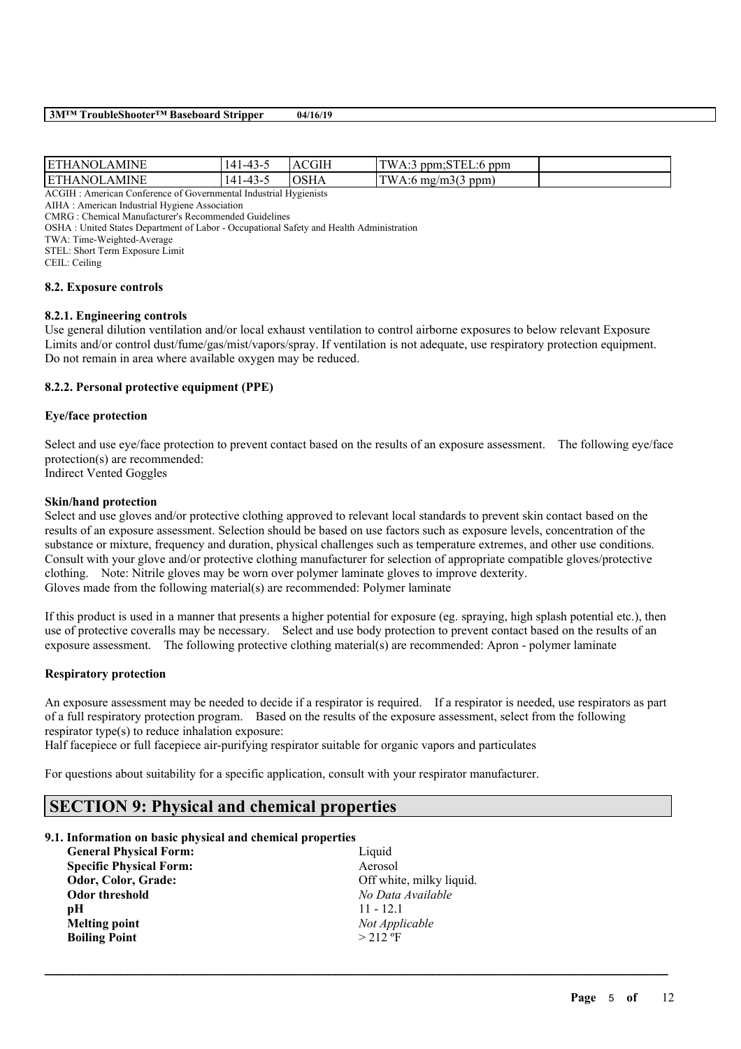| ETHANOLAMINE | 141-43-5 | ACGIH | TWA:3 ppm;STEL:6 ppm | |
|---|---|---|---|---|
| ETHANOLAMINE | 141-43-5 | OSHA | TWA:6 mg/m3(3 ppm) | |

ACGIH : American Conference of Governmental Industrial Hygienists
AIHA : American Industrial Hygiene Association
CMRG : Chemical Manufacturer's Recommended Guidelines
OSHA : United States Department of Labor - Occupational Safety and Health Administration
TWA: Time-Weighted-Average
STEL: Short Term Exposure Limit
CEIL: Ceiling

**8.2. Exposure controls**

**8.2.1. Engineering controls**

Use general dilution ventilation and/or local exhaust ventilation to control airborne exposures to below relevant Exposure Limits and/or control dust/fume/gas/mist/vapors/spray. If ventilation is not adequate, use respiratory protection equipment. Do not remain in area where available oxygen may be reduced.

**8.2.2. Personal protective equipment (PPE)**

**Eye/face protection**

Select and use eye/face protection to prevent contact based on the results of an exposure assessment. The following eye/face protection(s) are recommended:
Indirect Vented Goggles

**Skin/hand protection**

Select and use gloves and/or protective clothing approved to relevant local standards to prevent skin contact based on the results of an exposure assessment. Selection should be based on use factors such as exposure levels, concentration of the substance or mixture, frequency and duration, physical challenges such as temperature extremes, and other use conditions. Consult with your glove and/or protective clothing manufacturer for selection of appropriate compatible gloves/protective clothing. Note: Nitrile gloves may be worn over polymer laminate gloves to improve dexterity.
Gloves made from the following material(s) are recommended: Polymer laminate

If this product is used in a manner that presents a higher potential for exposure (eg. spraying, high splash potential etc.), then use of protective coveralls may be necessary. Select and use body protection to prevent contact based on the results of an exposure assessment. The following protective clothing material(s) are recommended: Apron - polymer laminate

**Respiratory protection**

An exposure assessment may be needed to decide if a respirator is required. If a respirator is needed, use respirators as part of a full respiratory protection program. Based on the results of the exposure assessment, select from the following respirator type(s) to reduce inhalation exposure:
Half facepiece or full facepiece air-purifying respirator suitable for organic vapors and particulates

For questions about suitability for a specific application, consult with your respirator manufacturer.

## SECTION 9: Physical and chemical properties

**9.1. Information on basic physical and chemical properties**

| | |
|---|---|
| **General Physical Form:** | Liquid |
| **Specific Physical Form:** | Aerosol |
| **Odor, Color, Grade:** | Off white, milky liquid. |
| **Odor threshold** | *No Data Available* |
| **pH** | 11 - 12.1 |
| **Melting point** | *Not Applicable* |
| **Boiling Point** | > 212 ºF |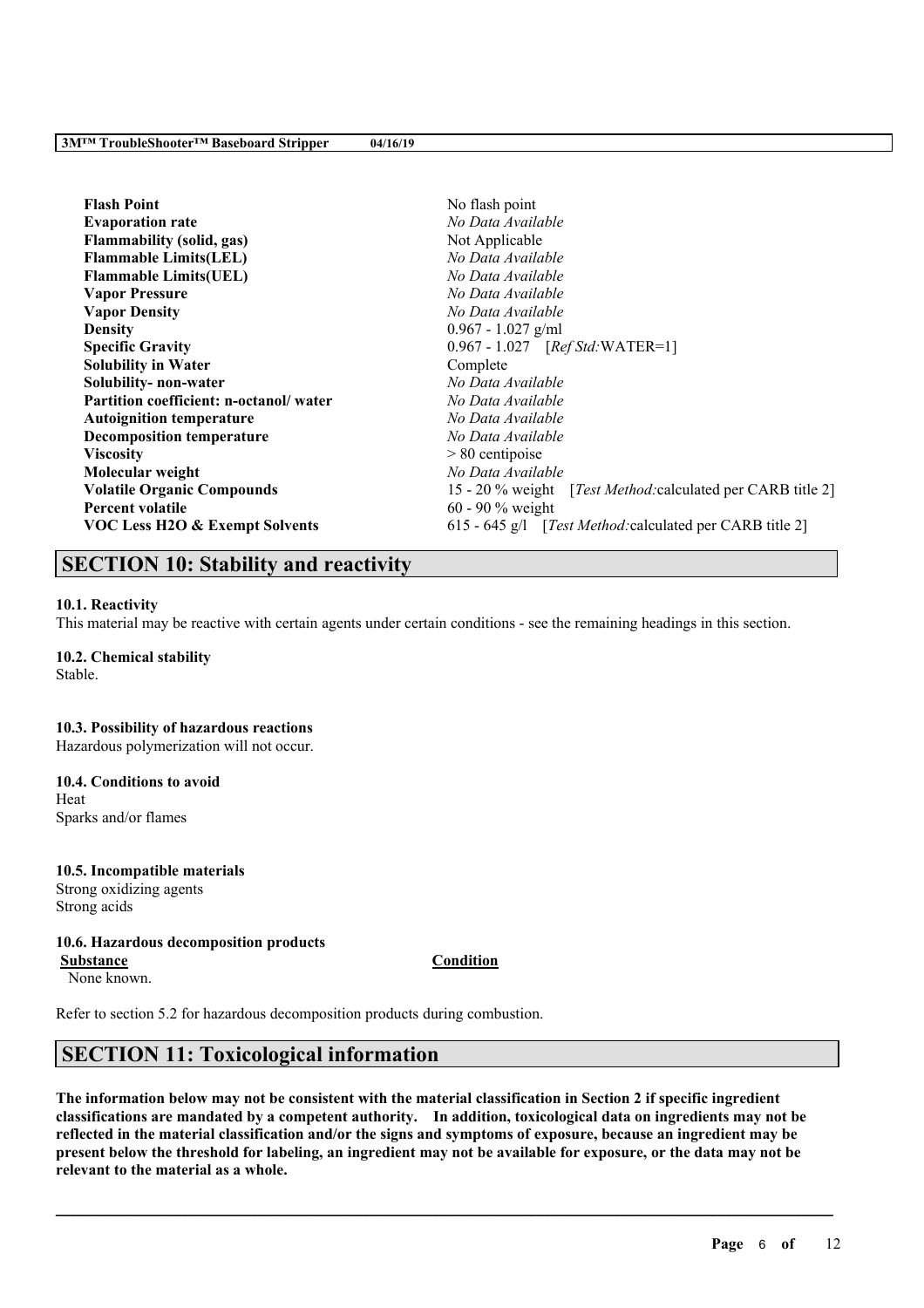| | |
|---|---|
| **Flash Point** | No flash point |
| **Evaporation rate** | *No Data Available* |
| **Flammability (solid, gas)** | Not Applicable |
| **Flammable Limits(LEL)** | *No Data Available* |
| **Flammable Limits(UEL)** | *No Data Available* |
| **Vapor Pressure** | *No Data Available* |
| **Vapor Density** | *No Data Available* |
| **Density** | 0.967 - 1.027 g/ml |
| **Specific Gravity** | 0.967 - 1.027 [*Ref Std:*WATER=1] |
| **Solubility in Water** | Complete |
| **Solubility- non-water** | *No Data Available* |
| **Partition coefficient: n-octanol/ water** | *No Data Available* |
| **Autoignition temperature** | *No Data Available* |
| **Decomposition temperature** | *No Data Available* |
| **Viscosity** | > 80 centipoise |
| **Molecular weight** | *No Data Available* |
| **Volatile Organic Compounds** | 15 - 20 % weight [*Test Method:*calculated per CARB title 2] |
| **Percent volatile** | 60 - 90 % weight |
| **VOC Less H2O & Exempt Solvents** | 615 - 645 g/l [*Test Method:*calculated per CARB title 2] |

## SECTION 10: Stability and reactivity

**10.1. Reactivity**

This material may be reactive with certain agents under certain conditions - see the remaining headings in this section.

**10.2. Chemical stability**

Stable.

**10.3. Possibility of hazardous reactions**

Hazardous polymerization will not occur.

**10.4. Conditions to avoid**

Heat
Sparks and/or flames

**10.5. Incompatible materials**

Strong oxidizing agents
Strong acids

**10.6. Hazardous decomposition products**

| Substance | Condition |
|---|---|
| None known. | |

Refer to section 5.2 for hazardous decomposition products during combustion.

## SECTION 11: Toxicological information

**The information below may not be consistent with the material classification in Section 2 if specific ingredient classifications are mandated by a competent authority. In addition, toxicological data on ingredients may not be reflected in the material classification and/or the signs and symptoms of exposure, because an ingredient may be present below the threshold for labeling, an ingredient may not be available for exposure, or the data may not be relevant to the material as a whole.**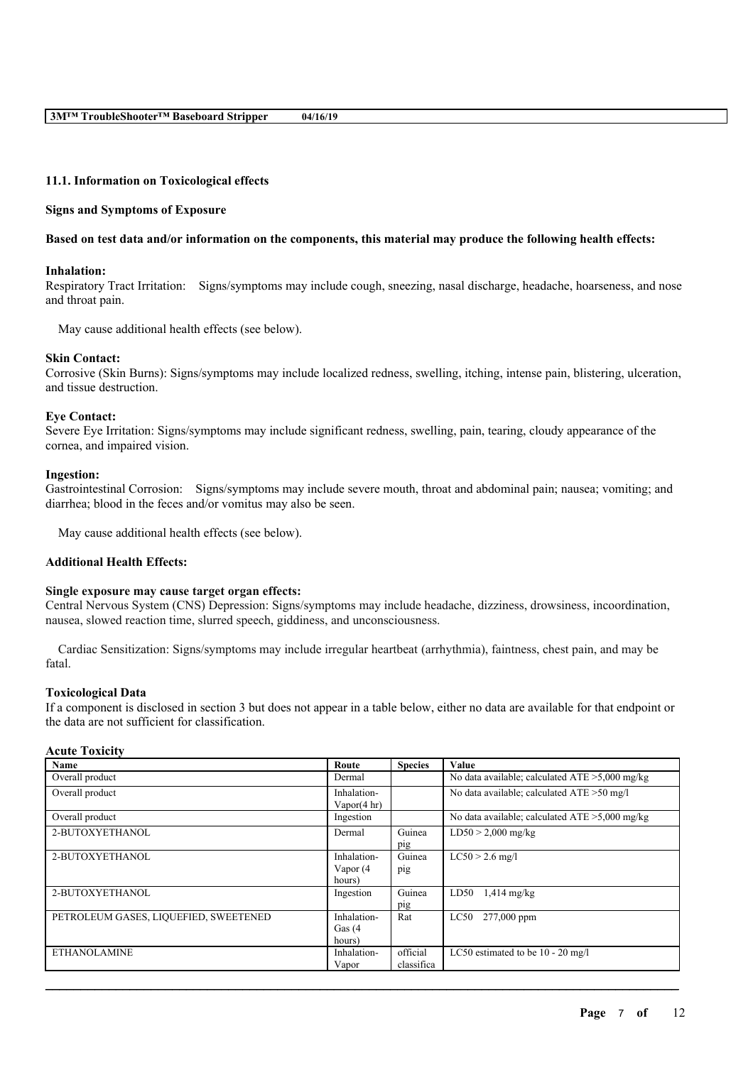### 11.1. Information on Toxicological effects

**Signs and Symptoms of Exposure**

**Based on test data and/or information on the components, this material may produce the following health effects:**

**Inhalation:**
Respiratory Tract Irritation: Signs/symptoms may include cough, sneezing, nasal discharge, headache, hoarseness, and nose and throat pain.

May cause additional health effects (see below).

**Skin Contact:**
Corrosive (Skin Burns): Signs/symptoms may include localized redness, swelling, itching, intense pain, blistering, ulceration, and tissue destruction.

**Eye Contact:**
Severe Eye Irritation: Signs/symptoms may include significant redness, swelling, pain, tearing, cloudy appearance of the cornea, and impaired vision.

**Ingestion:**
Gastrointestinal Corrosion: Signs/symptoms may include severe mouth, throat and abdominal pain; nausea; vomiting; and diarrhea; blood in the feces and/or vomitus may also be seen.

May cause additional health effects (see below).

**Additional Health Effects:**

**Single exposure may cause target organ effects:**
Central Nervous System (CNS) Depression: Signs/symptoms may include headache, dizziness, drowsiness, incoordination, nausea, slowed reaction time, slurred speech, giddiness, and unconsciousness.

Cardiac Sensitization: Signs/symptoms may include irregular heartbeat (arrhythmia), faintness, chest pain, and may be fatal.

**Toxicological Data**
If a component is disclosed in section 3 but does not appear in a table below, either no data are available for that endpoint or the data are not sufficient for classification.

**Acute Toxicity**

| Name | Route | Species | Value |
|---|---|---|---|
| Overall product | Dermal | | No data available; calculated ATE >5,000 mg/kg |
| Overall product | Inhalation-Vapor(4 hr) | | No data available; calculated ATE >50 mg/l |
| Overall product | Ingestion | | No data available; calculated ATE >5,000 mg/kg |
| 2-BUTOXYETHANOL | Dermal | Guinea pig | LD50 > 2,000 mg/kg |
| 2-BUTOXYETHANOL | Inhalation-Vapor (4 hours) | Guinea pig | LC50 > 2.6 mg/l |
| 2-BUTOXYETHANOL | Ingestion | Guinea pig | LD50 1,414 mg/kg |
| PETROLEUM GASES, LIQUEFIED, SWEETENED | Inhalation-Gas (4 hours) | Rat | LC50 277,000 ppm |
| ETHANOLAMINE | Inhalation-Vapor | official classifica | LC50 estimated to be 10 - 20 mg/l |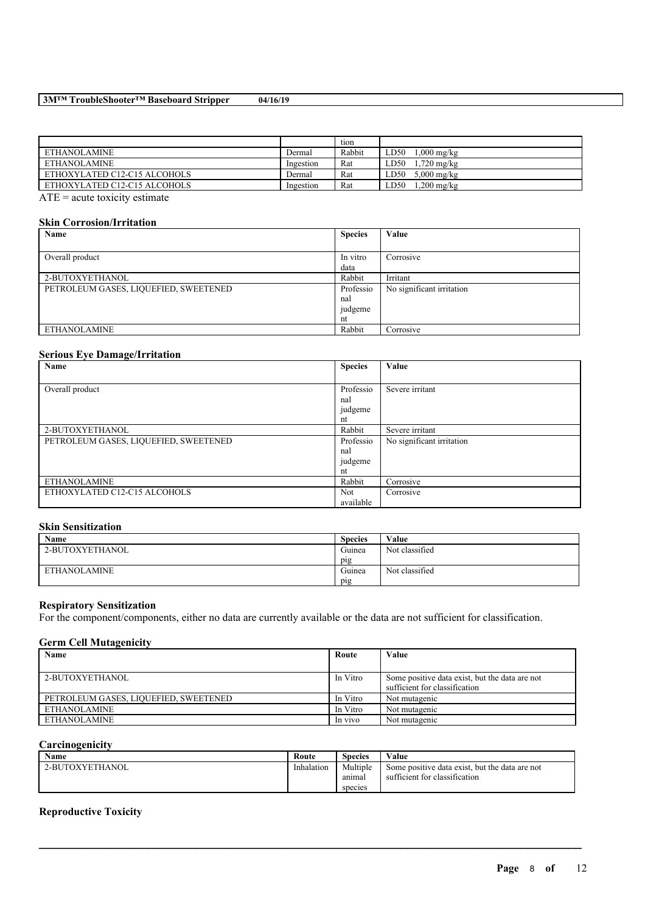| | | tion | |
|---|---|---|---|
| ETHANOLAMINE | Dermal | Rabbit | LD50 1,000 mg/kg |
| ETHANOLAMINE | Ingestion | Rat | LD50 1,720 mg/kg |
| ETHOXYLATED C12-C15 ALCOHOLS | Dermal | Rat | LD50 5,000 mg/kg |
| ETHOXYLATED C12-C15 ALCOHOLS | Ingestion | Rat | LD50 1,200 mg/kg |

ATE = acute toxicity estimate

### Skin Corrosion/Irritation

| Name | Species | Value |
|---|---|---|
| Overall product | In vitro data | Corrosive |
| 2-BUTOXYETHANOL | Rabbit | Irritant |
| PETROLEUM GASES, LIQUEFIED, SWEETENED | Professional judgement | No significant irritation |
| ETHANOLAMINE | Rabbit | Corrosive |

### Serious Eye Damage/Irritation

| Name | Species | Value |
|---|---|---|
| Overall product | Professional judgement | Severe irritant |
| 2-BUTOXYETHANOL | Rabbit | Severe irritant |
| PETROLEUM GASES, LIQUEFIED, SWEETENED | Professional judgement | No significant irritation |
| ETHANOLAMINE | Rabbit | Corrosive |
| ETHOXYLATED C12-C15 ALCOHOLS | Not available | Corrosive |

### Skin Sensitization

| Name | Species | Value |
|---|---|---|
| 2-BUTOXYETHANOL | Guinea pig | Not classified |
| ETHANOLAMINE | Guinea pig | Not classified |

### Respiratory Sensitization

For the component/components, either no data are currently available or the data are not sufficient for classification.

### Germ Cell Mutagenicity

| Name | Route | Value |
|---|---|---|
| 2-BUTOXYETHANOL | In Vitro | Some positive data exist, but the data are not sufficient for classification |
| PETROLEUM GASES, LIQUEFIED, SWEETENED | In Vitro | Not mutagenic |
| ETHANOLAMINE | In Vitro | Not mutagenic |
| ETHANOLAMINE | In vivo | Not mutagenic |

### Carcinogenicity

| Name | Route | Species | Value |
|---|---|---|---|
| 2-BUTOXYETHANOL | Inhalation | Multiple animal species | Some positive data exist, but the data are not sufficient for classification |

### Reproductive Toxicity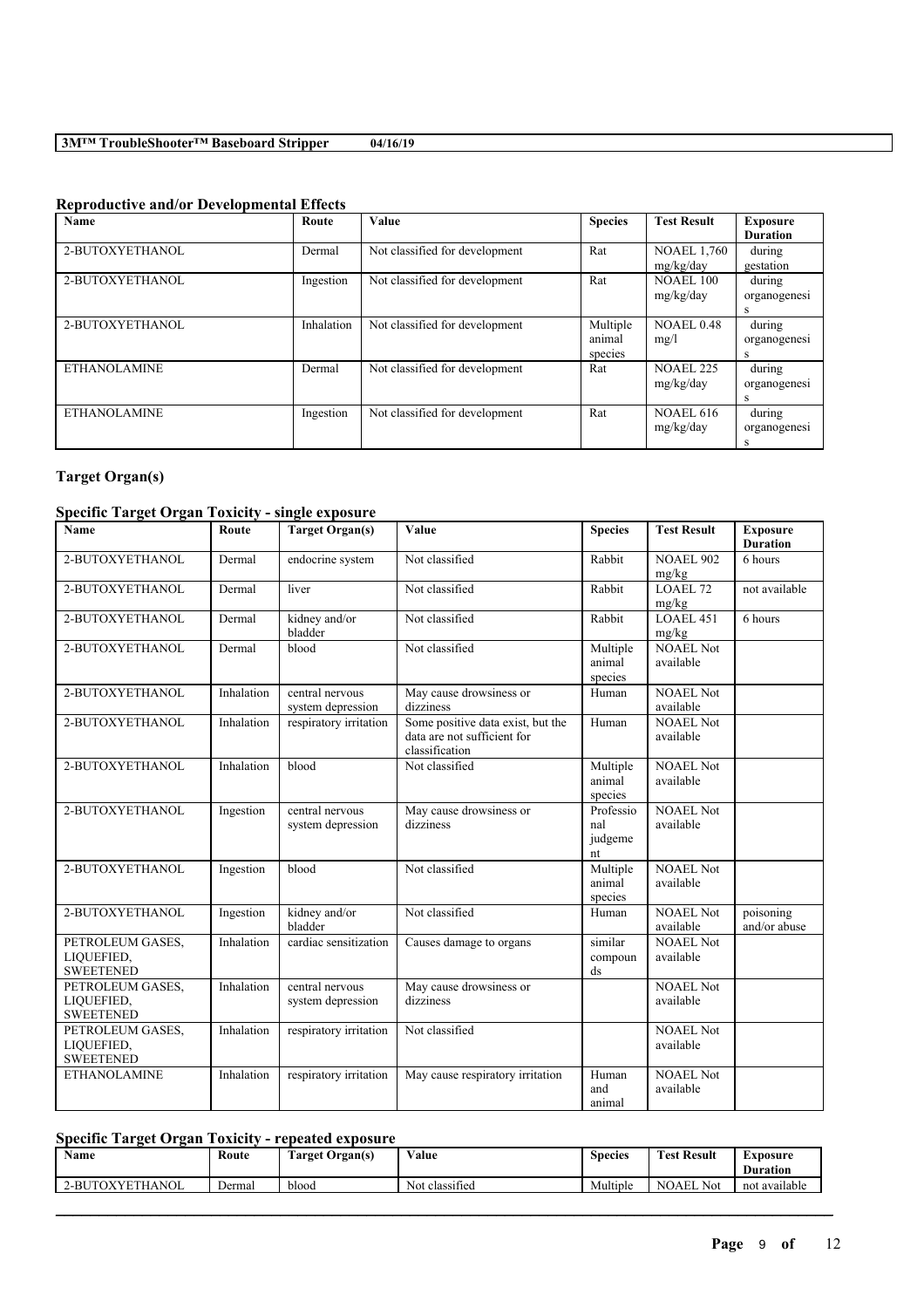## Reproductive and/or Developmental Effects

| Name | Route | Value | Species | Test Result | Exposure Duration |
|---|---|---|---|---|---|
| 2-BUTOXYETHANOL | Dermal | Not classified for development | Rat | NOAEL 1,760 mg/kg/day | during gestation |
| 2-BUTOXYETHANOL | Ingestion | Not classified for development | Rat | NOAEL 100 mg/kg/day | during organogenesis |
| 2-BUTOXYETHANOL | Inhalation | Not classified for development | Multiple animal species | NOAEL 0.48 mg/l | during organogenesis |
| ETHANOLAMINE | Dermal | Not classified for development | Rat | NOAEL 225 mg/kg/day | during organogenesis |
| ETHANOLAMINE | Ingestion | Not classified for development | Rat | NOAEL 616 mg/kg/day | during organogenesis |

## Target Organ(s)

### Specific Target Organ Toxicity - single exposure

| Name | Route | Target Organ(s) | Value | Species | Test Result | Exposure Duration |
|---|---|---|---|---|---|---|
| 2-BUTOXYETHANOL | Dermal | endocrine system | Not classified | Rabbit | NOAEL 902 mg/kg | 6 hours |
| 2-BUTOXYETHANOL | Dermal | liver | Not classified | Rabbit | LOAEL 72 mg/kg | not available |
| 2-BUTOXYETHANOL | Dermal | kidney and/or bladder | Not classified | Rabbit | LOAEL 451 mg/kg | 6 hours |
| 2-BUTOXYETHANOL | Dermal | blood | Not classified | Multiple animal species | NOAEL Not available | |
| 2-BUTOXYETHANOL | Inhalation | central nervous system depression | May cause drowsiness or dizziness | Human | NOAEL Not available | |
| 2-BUTOXYETHANOL | Inhalation | respiratory irritation | Some positive data exist, but the data are not sufficient for classification | Human | NOAEL Not available | |
| 2-BUTOXYETHANOL | Inhalation | blood | Not classified | Multiple animal species | NOAEL Not available | |
| 2-BUTOXYETHANOL | Ingestion | central nervous system depression | May cause drowsiness or dizziness | Professional judgement | NOAEL Not available | |
| 2-BUTOXYETHANOL | Ingestion | blood | Not classified | Multiple animal species | NOAEL Not available | |
| 2-BUTOXYETHANOL | Ingestion | kidney and/or bladder | Not classified | Human | NOAEL Not available | poisoning and/or abuse |
| PETROLEUM GASES, LIQUEFIED, SWEETENED | Inhalation | cardiac sensitization | Causes damage to organs | similar compounds | NOAEL Not available | |
| PETROLEUM GASES, LIQUEFIED, SWEETENED | Inhalation | central nervous system depression | May cause drowsiness or dizziness | | NOAEL Not available | |
| PETROLEUM GASES, LIQUEFIED, SWEETENED | Inhalation | respiratory irritation | Not classified | | NOAEL Not available | |
| ETHANOLAMINE | Inhalation | respiratory irritation | May cause respiratory irritation | Human and animal | NOAEL Not available | |

### Specific Target Organ Toxicity - repeated exposure

| Name | Route | Target Organ(s) | Value | Species | Test Result | Exposure Duration |
|---|---|---|---|---|---|---|
| 2-BUTOXYETHANOL | Dermal | blood | Not classified | Multiple | NOAEL Not | not available |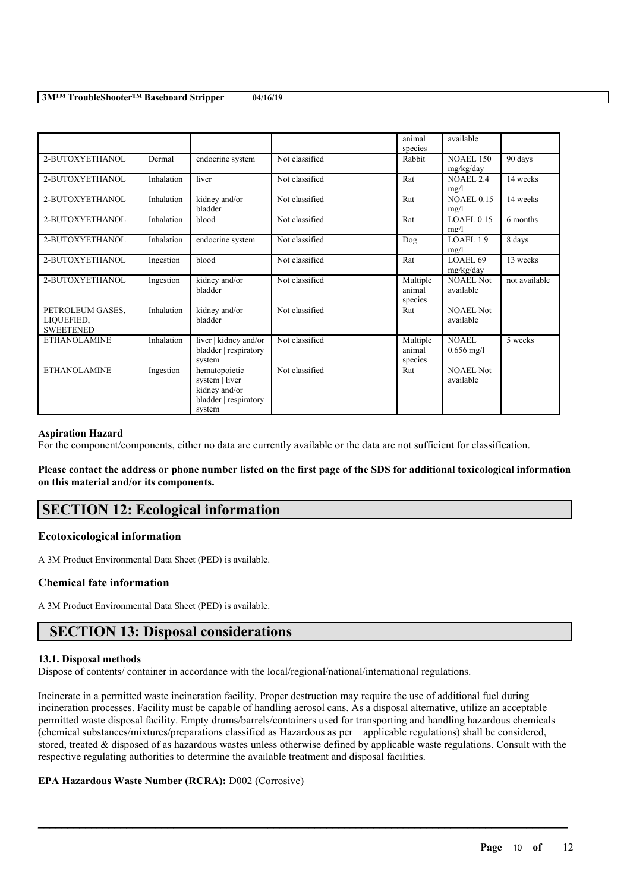| | | | | animal species | available | |
|---|---|---|---|---|---|---|
| 2-BUTOXYETHANOL | Dermal | endocrine system | Not classified | Rabbit | NOAEL 150 mg/kg/day | 90 days |
| 2-BUTOXYETHANOL | Inhalation | liver | Not classified | Rat | NOAEL 2.4 mg/l | 14 weeks |
| 2-BUTOXYETHANOL | Inhalation | kidney and/or bladder | Not classified | Rat | NOAEL 0.15 mg/l | 14 weeks |
| 2-BUTOXYETHANOL | Inhalation | blood | Not classified | Rat | LOAEL 0.15 mg/l | 6 months |
| 2-BUTOXYETHANOL | Inhalation | endocrine system | Not classified | Dog | LOAEL 1.9 mg/l | 8 days |
| 2-BUTOXYETHANOL | Ingestion | blood | Not classified | Rat | LOAEL 69 mg/kg/day | 13 weeks |
| 2-BUTOXYETHANOL | Ingestion | kidney and/or bladder | Not classified | Multiple animal species | NOAEL Not available | not available |
| PETROLEUM GASES, LIQUEFIED, SWEETENED | Inhalation | kidney and/or bladder | Not classified | Rat | NOAEL Not available | |
| ETHANOLAMINE | Inhalation | liver \| kidney and/or bladder \| respiratory system | Not classified | Multiple animal species | NOAEL 0.656 mg/l | 5 weeks |
| ETHANOLAMINE | Ingestion | hematopoietic system \| liver \| kidney and/or bladder \| respiratory system | Not classified | Rat | NOAEL Not available | |

### Aspiration Hazard

For the component/components, either no data are currently available or the data are not sufficient for classification.

**Please contact the address or phone number listed on the first page of the SDS for additional toxicological information on this material and/or its components.**

## SECTION 12: Ecological information

### Ecotoxicological information

A 3M Product Environmental Data Sheet (PED) is available.

### Chemical fate information

A 3M Product Environmental Data Sheet (PED) is available.

## SECTION 13: Disposal considerations

**13.1. Disposal methods**

Dispose of contents/ container in accordance with the local/regional/national/international regulations.

Incinerate in a permitted waste incineration facility. Proper destruction may require the use of additional fuel during incineration processes. Facility must be capable of handling aerosol cans. As a disposal alternative, utilize an acceptable permitted waste disposal facility. Empty drums/barrels/containers used for transporting and handling hazardous chemicals (chemical substances/mixtures/preparations classified as Hazardous as per applicable regulations) shall be considered, stored, treated & disposed of as hazardous wastes unless otherwise defined by applicable waste regulations. Consult with the respective regulating authorities to determine the available treatment and disposal facilities.

**EPA Hazardous Waste Number (RCRA):** D002 (Corrosive)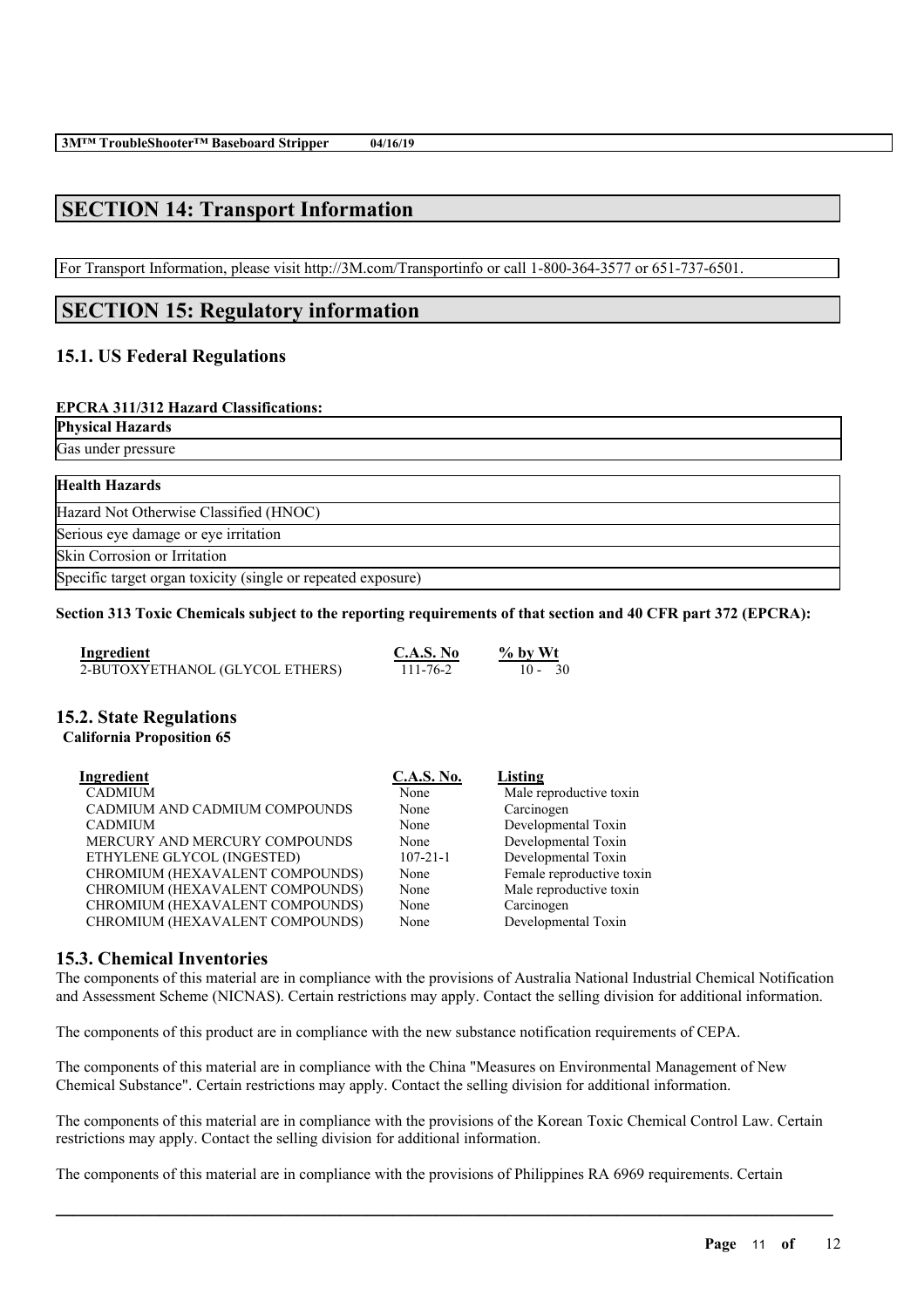## SECTION 14: Transport Information

For Transport Information, please visit http://3M.com/Transportinfo or call 1-800-364-3577 or 651-737-6501.

## SECTION 15: Regulatory information

### 15.1. US Federal Regulations

**EPCRA 311/312 Hazard Classifications:**

| Physical Hazards |
|---|
| Gas under pressure |

| Health Hazards |
|---|
| Hazard Not Otherwise Classified (HNOC) |
| Serious eye damage or eye irritation |
| Skin Corrosion or Irritation |
| Specific target organ toxicity (single or repeated exposure) |

**Section 313 Toxic Chemicals subject to the reporting requirements of that section and 40 CFR part 372 (EPCRA):**

| Ingredient | C.A.S. No | % by Wt |
|---|---|---|
| 2-BUTOXYETHANOL (GLYCOL ETHERS) | 111-76-2 | 10 - 30 |

### 15.2. State Regulations

**California Proposition 65**

| Ingredient | C.A.S. No. | Listing |
|---|---|---|
| CADMIUM | None | Male reproductive toxin |
| CADMIUM AND CADMIUM COMPOUNDS | None | Carcinogen |
| CADMIUM | None | Developmental Toxin |
| MERCURY AND MERCURY COMPOUNDS | None | Developmental Toxin |
| ETHYLENE GLYCOL (INGESTED) | 107-21-1 | Developmental Toxin |
| CHROMIUM (HEXAVALENT COMPOUNDS) | None | Female reproductive toxin |
| CHROMIUM (HEXAVALENT COMPOUNDS) | None | Male reproductive toxin |
| CHROMIUM (HEXAVALENT COMPOUNDS) | None | Carcinogen |
| CHROMIUM (HEXAVALENT COMPOUNDS) | None | Developmental Toxin |

### 15.3. Chemical Inventories

The components of this material are in compliance with the provisions of Australia National Industrial Chemical Notification and Assessment Scheme (NICNAS). Certain restrictions may apply. Contact the selling division for additional information.

The components of this product are in compliance with the new substance notification requirements of CEPA.

The components of this material are in compliance with the China "Measures on Environmental Management of New Chemical Substance". Certain restrictions may apply. Contact the selling division for additional information.

The components of this material are in compliance with the provisions of the Korean Toxic Chemical Control Law. Certain restrictions may apply. Contact the selling division for additional information.

The components of this material are in compliance with the provisions of Philippines RA 6969 requirements. Certain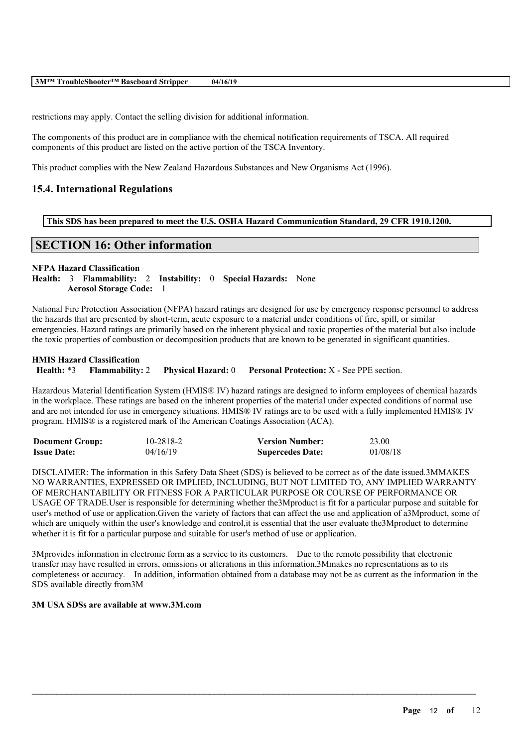restrictions may apply. Contact the selling division for additional information.

The components of this product are in compliance with the chemical notification requirements of TSCA. All required components of this product are listed on the active portion of the TSCA Inventory.

This product complies with the New Zealand Hazardous Substances and New Organisms Act (1996).

### 15.4. International Regulations

**This SDS has been prepared to meet the U.S. OSHA Hazard Communication Standard, 29 CFR 1910.1200.**

## SECTION 16: Other information

**NFPA Hazard Classification**

**Health:** 3 **Flammability:** 2 **Instability:** 0 **Special Hazards:** None
**Aerosol Storage Code:** 1

National Fire Protection Association (NFPA) hazard ratings are designed for use by emergency response personnel to address the hazards that are presented by short-term, acute exposure to a material under conditions of fire, spill, or similar emergencies. Hazard ratings are primarily based on the inherent physical and toxic properties of the material but also include the toxic properties of combustion or decomposition products that are known to be generated in significant quantities.

**HMIS Hazard Classification**

**Health:** *3 **Flammability:** 2 **Physical Hazard:** 0 **Personal Protection:** X - See PPE section.

Hazardous Material Identification System (HMIS® IV) hazard ratings are designed to inform employees of chemical hazards in the workplace. These ratings are based on the inherent properties of the material under expected conditions of normal use and are not intended for use in emergency situations. HMIS® IV ratings are to be used with a fully implemented HMIS® IV program. HMIS® is a registered mark of the American Coatings Association (ACA).

| | | | |
|---|---|---|---|
| **Document Group:** | 10-2818-2 | **Version Number:** | 23.00 |
| **Issue Date:** | 04/16/19 | **Supercedes Date:** | 01/08/18 |

DISCLAIMER: The information in this Safety Data Sheet (SDS) is believed to be correct as of the date issued.3MMAKES NO WARRANTIES, EXPRESSED OR IMPLIED, INCLUDING, BUT NOT LIMITED TO, ANY IMPLIED WARRANTY OF MERCHANTABILITY OR FITNESS FOR A PARTICULAR PURPOSE OR COURSE OF PERFORMANCE OR USAGE OF TRADE.User is responsible for determining whether the3Mproduct is fit for a particular purpose and suitable for user's method of use or application.Given the variety of factors that can affect the use and application of a3Mproduct, some of which are uniquely within the user's knowledge and control,it is essential that the user evaluate the3Mproduct to determine whether it is fit for a particular purpose and suitable for user's method of use or application.

3Mprovides information in electronic form as a service to its customers. Due to the remote possibility that electronic transfer may have resulted in errors, omissions or alterations in this information,3Mmakes no representations as to its completeness or accuracy. In addition, information obtained from a database may not be as current as the information in the SDS available directly from3M

**3M USA SDSs are available at www.3M.com**